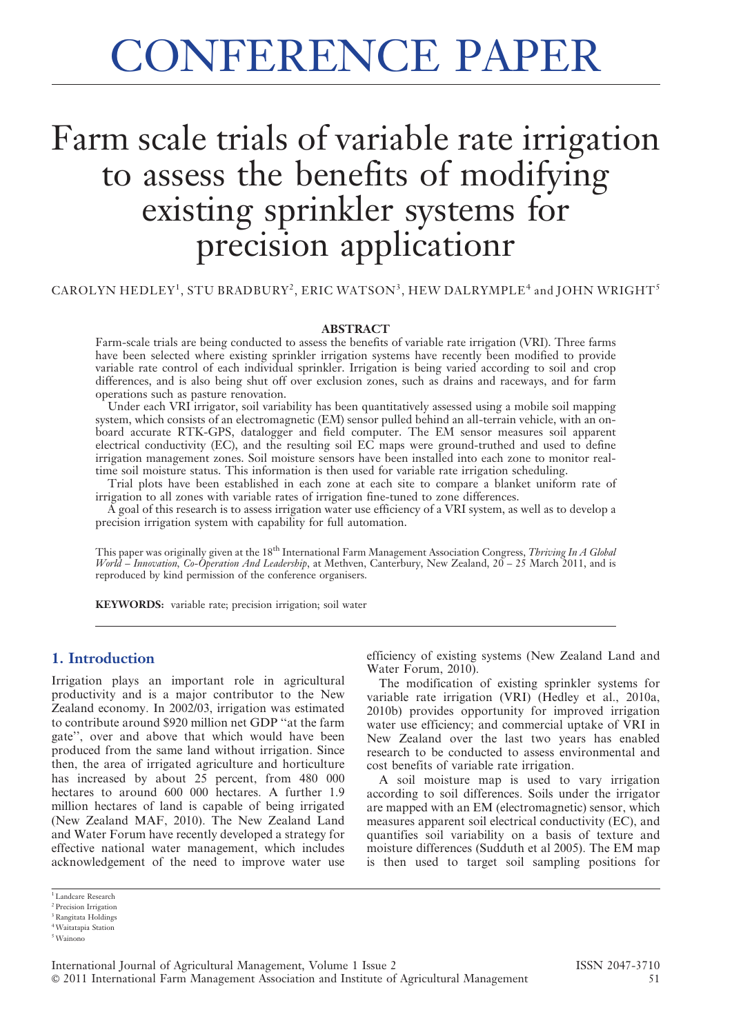# CONFERENCE PAPER

# Farm scale trials of variable rate irrigation to assess the benefits of modifying existing sprinkler systems for precision applicationr

CAROLYN HEDLEY[1], STU BRADBURY[2], ERIC WATSON[3], HEW DALRYMPLE[4] and JOHN WRIGHT[5]

### ABSTRACT

Farm-scale trials are being conducted to assess the benefits of variable rate irrigation (VRI). Three farms have been selected where existing sprinkler irrigation systems have recently been modified to provide variable rate control of each individual sprinkler. Irrigation is being varied according to soil and crop differences, and is also being shut off over exclusion zones, such as drains and raceways, and for farm operations such as pasture renovation.

Under each VRI irrigator, soil variability has been quantitatively assessed using a mobile soil mapping system, which consists of an electromagnetic (EM) sensor pulled behind an all-terrain vehicle, with an on-board accurate RTK-GPS, datalogger and field computer. The EM sensor measures soil apparent electrical conductivity (EC), and the resulting soil EC maps were ground-truthed and used to define irrigation management zones. Soil moisture sensors have been installed into each zone to monitor real-time soil moisture status. This information is then used for variable rate irrigation scheduling.

Trial plots have been established in each zone at each site to compare a blanket uniform rate of irrigation to all zones with variable rates of irrigation fine-tuned to zone differences.

A goal of this research is to assess irrigation water use efficiency of a VRI system, as well as to develop a precision irrigation system with capability for full automation.

This paper was originally given at the 18th International Farm Management Association Congress, *Thriving In A Global World – Innovation, Co-Operation And Leadership*, at Methven, Canterbury, New Zealand, 20 – 25 March 2011, and is reproduced by kind permission of the conference organisers.

**KEYWORDS:** variable rate; precision irrigation; soil water

## 1. Introduction

Irrigation plays an important role in agricultural productivity and is a major contributor to the New Zealand economy. In 2002/03, irrigation was estimated to contribute around $920 million net GDP "at the farm gate", over and above that which would have been produced from the same land without irrigation. Since then, the area of irrigated agriculture and horticulture has increased by about 25 percent, from 480 000 hectares to around 600 000 hectares. A further 1.9 million hectares of land is capable of being irrigated (New Zealand MAF, 2010). The New Zealand Land and Water Forum have recently developed a strategy for effective national water management, which includes acknowledgement of the need to improve water use efficiency of existing systems (New Zealand Land and Water Forum, 2010).

The modification of existing sprinkler systems for variable rate irrigation (VRI) (Hedley et al., 2010a, 2010b) provides opportunity for improved irrigation water use efficiency; and commercial uptake of VRI in New Zealand over the last two years has enabled research to be conducted to assess environmental and cost benefits of variable rate irrigation.

A soil moisture map is used to vary irrigation according to soil differences. Soils under the irrigator are mapped with an EM (electromagnetic) sensor, which measures apparent soil electrical conductivity (EC), and quantifies soil variability on a basis of texture and moisture differences (Sudduth et al 2005). The EM map is then used to target soil sampling positions for

[1] Landcare Research
[2] Precision Irrigation
[3] Rangitata Holdings
[4] Waitatapia Station
[5] Wainono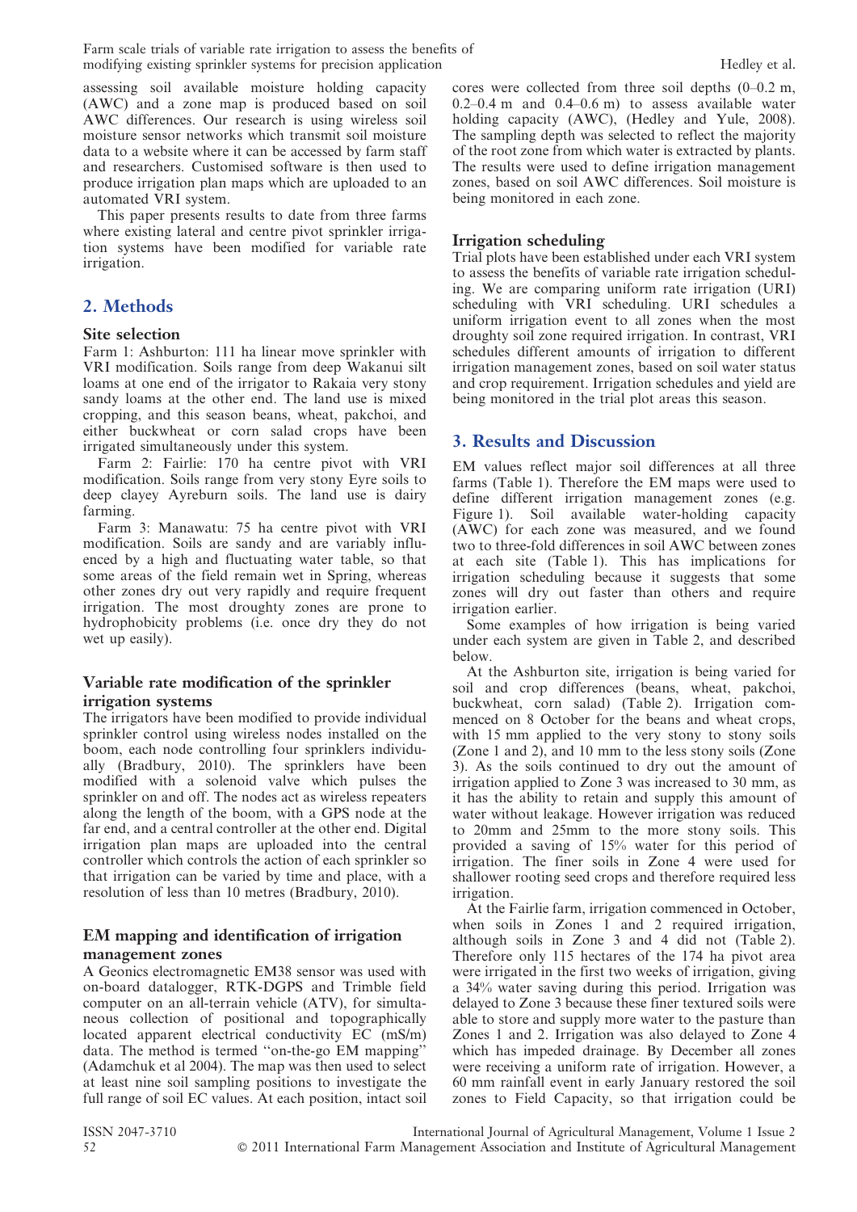assessing soil available moisture holding capacity (AWC) and a zone map is produced based on soil AWC differences. Our research is using wireless soil moisture sensor networks which transmit soil moisture data to a website where it can be accessed by farm staff and researchers. Customised software is then used to produce irrigation plan maps which are uploaded to an automated VRI system.

This paper presents results to date from three farms where existing lateral and centre pivot sprinkler irrigation systems have been modified for variable rate irrigation.

## 2. Methods

### Site selection

Farm 1: Ashburton: 111 ha linear move sprinkler with VRI modification. Soils range from deep Wakanui silt loams at one end of the irrigator to Rakaia very stony sandy loams at the other end. The land use is mixed cropping, and this season beans, wheat, pakchoi, and either buckwheat or corn salad crops have been irrigated simultaneously under this system.

Farm 2: Fairlie: 170 ha centre pivot with VRI modification. Soils range from very stony Eyre soils to deep clayey Ayreburn soils. The land use is dairy farming.

Farm 3: Manawatu: 75 ha centre pivot with VRI modification. Soils are sandy and are variably influenced by a high and fluctuating water table, so that some areas of the field remain wet in Spring, whereas other zones dry out very rapidly and require frequent irrigation. The most droughty zones are prone to hydrophobicity problems (i.e. once dry they do not wet up easily).

### Variable rate modification of the sprinkler irrigation systems

The irrigators have been modified to provide individual sprinkler control using wireless nodes installed on the boom, each node controlling four sprinklers individually (Bradbury, 2010). The sprinklers have been modified with a solenoid valve which pulses the sprinkler on and off. The nodes act as wireless repeaters along the length of the boom, with a GPS node at the far end, and a central controller at the other end. Digital irrigation plan maps are uploaded into the central controller which controls the action of each sprinkler so that irrigation can be varied by time and place, with a resolution of less than 10 metres (Bradbury, 2010).

### EM mapping and identification of irrigation management zones

A Geonics electromagnetic EM38 sensor was used with on-board datalogger, RTK-DGPS and Trimble field computer on an all-terrain vehicle (ATV), for simultaneous collection of positional and topographically located apparent electrical conductivity EC (mS/m) data. The method is termed "on-the-go EM mapping" (Adamchuk et al 2004). The map was then used to select at least nine soil sampling positions to investigate the full range of soil EC values. At each position, intact soil cores were collected from three soil depths (0–0.2 m, 0.2–0.4 m and 0.4–0.6 m) to assess available water holding capacity (AWC), (Hedley and Yule, 2008). The sampling depth was selected to reflect the majority of the root zone from which water is extracted by plants. The results were used to define irrigation management zones, based on soil AWC differences. Soil moisture is being monitored in each zone.

### Irrigation scheduling

Trial plots have been established under each VRI system to assess the benefits of variable rate irrigation scheduling. We are comparing uniform rate irrigation (URI) scheduling with VRI scheduling. URI schedules a uniform irrigation event to all zones when the most droughty soil zone required irrigation. In contrast, VRI schedules different amounts of irrigation to different irrigation management zones, based on soil water status and crop requirement. Irrigation schedules and yield are being monitored in the trial plot areas this season.

## 3. Results and Discussion

EM values reflect major soil differences at all three farms (Table 1). Therefore the EM maps were used to define different irrigation management zones (e.g. Figure 1). Soil available water-holding capacity (AWC) for each zone was measured, and we found two to three-fold differences in soil AWC between zones at each site (Table 1). This has implications for irrigation scheduling because it suggests that some zones will dry out faster than others and require irrigation earlier.

Some examples of how irrigation is being varied under each system are given in Table 2, and described below.

At the Ashburton site, irrigation is being varied for soil and crop differences (beans, wheat, pakchoi, buckwheat, corn salad) (Table 2). Irrigation commenced on 8 October for the beans and wheat crops, with 15 mm applied to the very stony to stony soils (Zone 1 and 2), and 10 mm to the less stony soils (Zone 3). As the soils continued to dry out the amount of irrigation applied to Zone 3 was increased to 30 mm, as it has the ability to retain and supply this amount of water without leakage. However irrigation was reduced to 20mm and 25mm to the more stony soils. This provided a saving of 15% water for this period of irrigation. The finer soils in Zone 4 were used for shallower rooting seed crops and therefore required less irrigation.

At the Fairlie farm, irrigation commenced in October, when soils in Zones 1 and 2 required irrigation, although soils in Zone 3 and 4 did not (Table 2). Therefore only 115 hectares of the 174 ha pivot area were irrigated in the first two weeks of irrigation, giving a 34% water saving during this period. Irrigation was delayed to Zone 3 because these finer textured soils were able to store and supply more water to the pasture than Zones 1 and 2. Irrigation was also delayed to Zone 4 which has impeded drainage. By December all zones were receiving a uniform rate of irrigation. However, a 60 mm rainfall event in early January restored the soil zones to Field Capacity, so that irrigation could be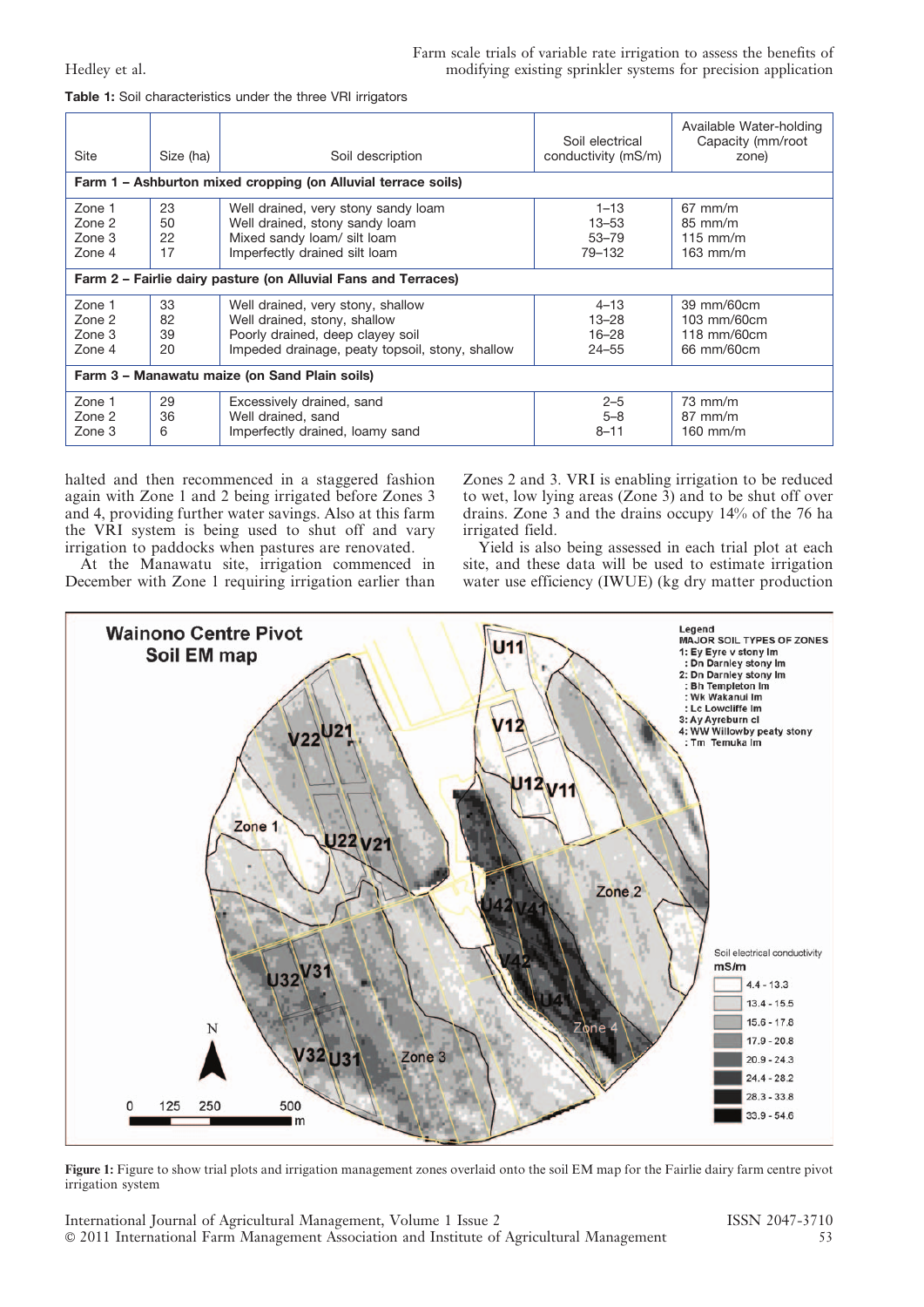**Table 1:** Soil characteristics under the three VRI irrigators

| Site | Size (ha) | Soil description | Soil electrical conductivity (mS/m) | Available Water-holding Capacity (mm/root zone) |
|---|---|---|---|---|
| **Farm 1 – Ashburton mixed cropping (on Alluvial terrace soils)** | | | | |
| Zone 1 | 23 | Well drained, very stony sandy loam | 1–13 | 67 mm/m |
| Zone 2 | 50 | Well drained, stony sandy loam | 13–53 | 85 mm/m |
| Zone 3 | 22 | Mixed sandy loam/ silt loam | 53–79 | 115 mm/m |
| Zone 4 | 17 | Imperfectly drained silt loam | 79–132 | 163 mm/m |
| **Farm 2 – Fairlie dairy pasture (on Alluvial Fans and Terraces)** | | | | |
| Zone 1 | 33 | Well drained, very stony, shallow | 4–13 | 39 mm/60cm |
| Zone 2 | 82 | Well drained, stony, shallow | 13–28 | 103 mm/60cm |
| Zone 3 | 39 | Poorly drained, deep clayey soil | 16–28 | 118 mm/60cm |
| Zone 4 | 20 | Impeded drainage, peaty topsoil, stony, shallow | 24–55 | 66 mm/60cm |
| **Farm 3 – Manawatu maize (on Sand Plain soils)** | | | | |
| Zone 1 | 29 | Excessively drained, sand | 2–5 | 73 mm/m |
| Zone 2 | 36 | Well drained, sand | 5–8 | 87 mm/m |
| Zone 3 | 6 | Imperfectly drained, loamy sand | 8–11 | 160 mm/m |

halted and then recommenced in a staggered fashion again with Zone 1 and 2 being irrigated before Zones 3 and 4, providing further water savings. Also at this farm the VRI system is being used to shut off and vary irrigation to paddocks when pastures are renovated.

At the Manawatu site, irrigation commenced in December with Zone 1 requiring irrigation earlier than Zones 2 and 3. VRI is enabling irrigation to be reduced to wet, low lying areas (Zone 3) and to be shut off over drains. Zone 3 and the drains occupy 14% of the 76 ha irrigated field.

Yield is also being assessed in each trial plot at each site, and these data will be used to estimate irrigation water use efficiency (IWUE) (kg dry matter production

**Figure 1:** Figure to show trial plots and irrigation management zones overlaid onto the soil EM map for the Fairlie dairy farm centre pivot irrigation system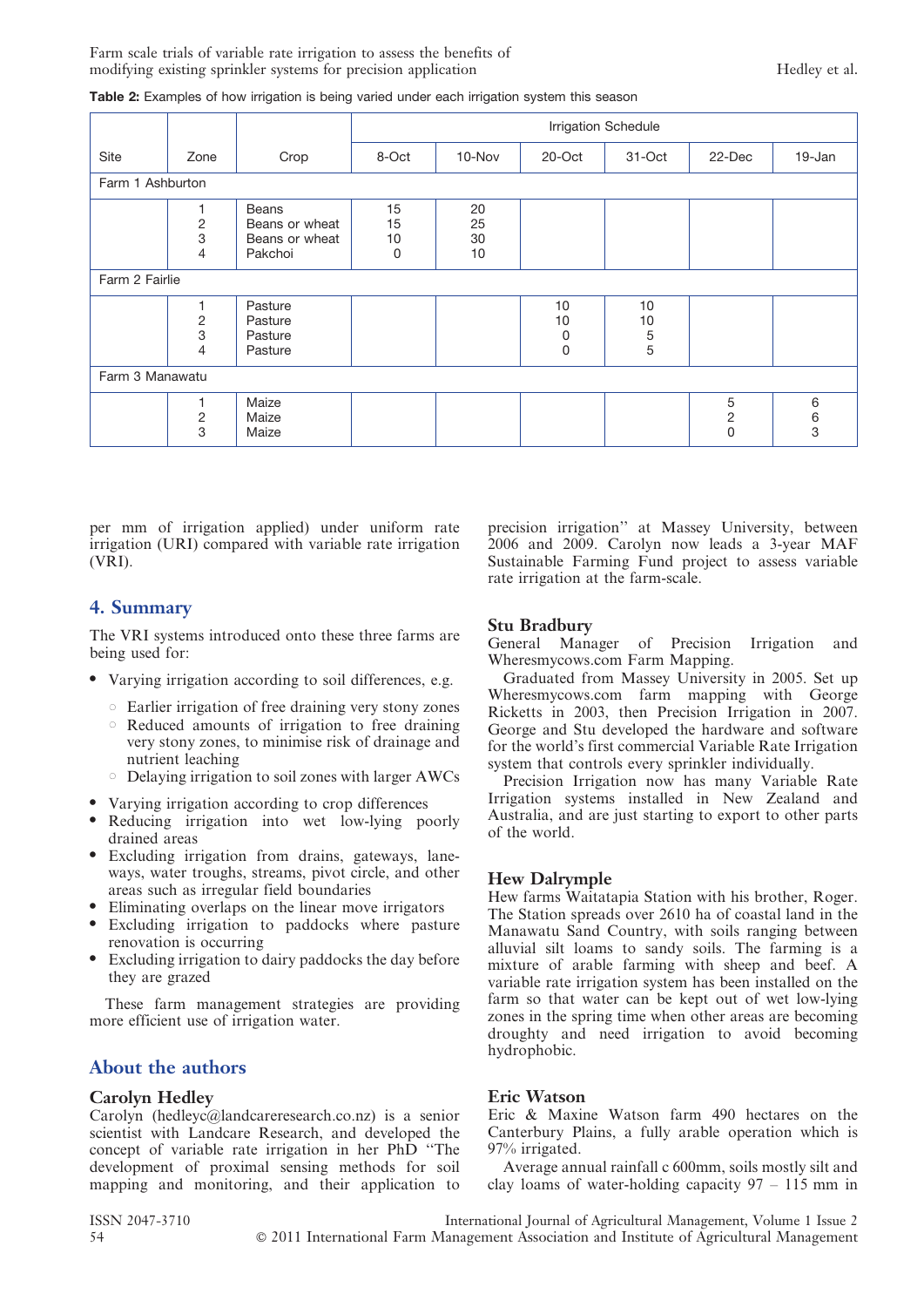**Table 2:** Examples of how irrigation is being varied under each irrigation system this season

| Site | Zone | Crop | Irrigation Schedule | | | | | |
|---|---|---|---|---|---|---|---|---|
| | | | 8-Oct | 10-Nov | 20-Oct | 31-Oct | 22-Dec | 19-Jan |
| Farm 1 Ashburton | | | | | | | | |
| | 1 | Beans | 15 | 20 | | | | |
| | 2 | Beans or wheat | 15 | 25 | | | | |
| | 3 | Beans or wheat | 10 | 30 | | | | |
| | 4 | Pakchoi | 0 | 10 | | | | |
| Farm 2 Fairlie | | | | | | | | |
| | 1 | Pasture | | | 10 | 10 | | |
| | 2 | Pasture | | | 10 | 10 | | |
| | 3 | Pasture | | | 0 | 5 | | |
| | 4 | Pasture | | | 0 | 5 | | |
| Farm 3 Manawatu | | | | | | | | |
| | 1 | Maize | | | | | 5 | 6 |
| | 2 | Maize | | | | | 2 | 6 |
| | 3 | Maize | | | | | 0 | 3 |

per mm of irrigation applied) under uniform rate irrigation (URI) compared with variable rate irrigation (VRI).

## 4. Summary

The VRI systems introduced onto these three farms are being used for:

- Varying irrigation according to soil differences, e.g.
  - Earlier irrigation of free draining very stony zones
  - Reduced amounts of irrigation to free draining very stony zones, to minimise risk of drainage and nutrient leaching
  - Delaying irrigation to soil zones with larger AWCs
- Varying irrigation according to crop differences
- Reducing irrigation into wet low-lying poorly drained areas
- Excluding irrigation from drains, gateways, lane-ways, water troughs, streams, pivot circle, and other areas such as irregular field boundaries
- Eliminating overlaps on the linear move irrigators
- Excluding irrigation to paddocks where pasture renovation is occurring
- Excluding irrigation to dairy paddocks the day before they are grazed

These farm management strategies are providing more efficient use of irrigation water.

## About the authors

### Carolyn Hedley

Carolyn (hedleyc@landcareresearch.co.nz) is a senior scientist with Landcare Research, and developed the concept of variable rate irrigation in her PhD "The development of proximal sensing methods for soil mapping and monitoring, and their application to precision irrigation" at Massey University, between 2006 and 2009. Carolyn now leads a 3-year MAF Sustainable Farming Fund project to assess variable rate irrigation at the farm-scale.

### Stu Bradbury

General Manager of Precision Irrigation and Wheresmycows.com Farm Mapping.

Graduated from Massey University in 2005. Set up Wheresmycows.com farm mapping with George Ricketts in 2003, then Precision Irrigation in 2007. George and Stu developed the hardware and software for the world's first commercial Variable Rate Irrigation system that controls every sprinkler individually.

Precision Irrigation now has many Variable Rate Irrigation systems installed in New Zealand and Australia, and are just starting to export to other parts of the world.

### Hew Dalrymple

Hew farms Waitatapia Station with his brother, Roger. The Station spreads over 2610 ha of coastal land in the Manawatu Sand Country, with soils ranging between alluvial silt loams to sandy soils. The farming is a mixture of arable farming with sheep and beef. A variable rate irrigation system has been installed on the farm so that water can be kept out of wet low-lying zones in the spring time when other areas are becoming droughty and need irrigation to avoid becoming hydrophobic.

### Eric Watson

Eric & Maxine Watson farm 490 hectares on the Canterbury Plains, a fully arable operation which is 97% irrigated.

Average annual rainfall c 600mm, soils mostly silt and clay loams of water-holding capacity 97 – 115 mm in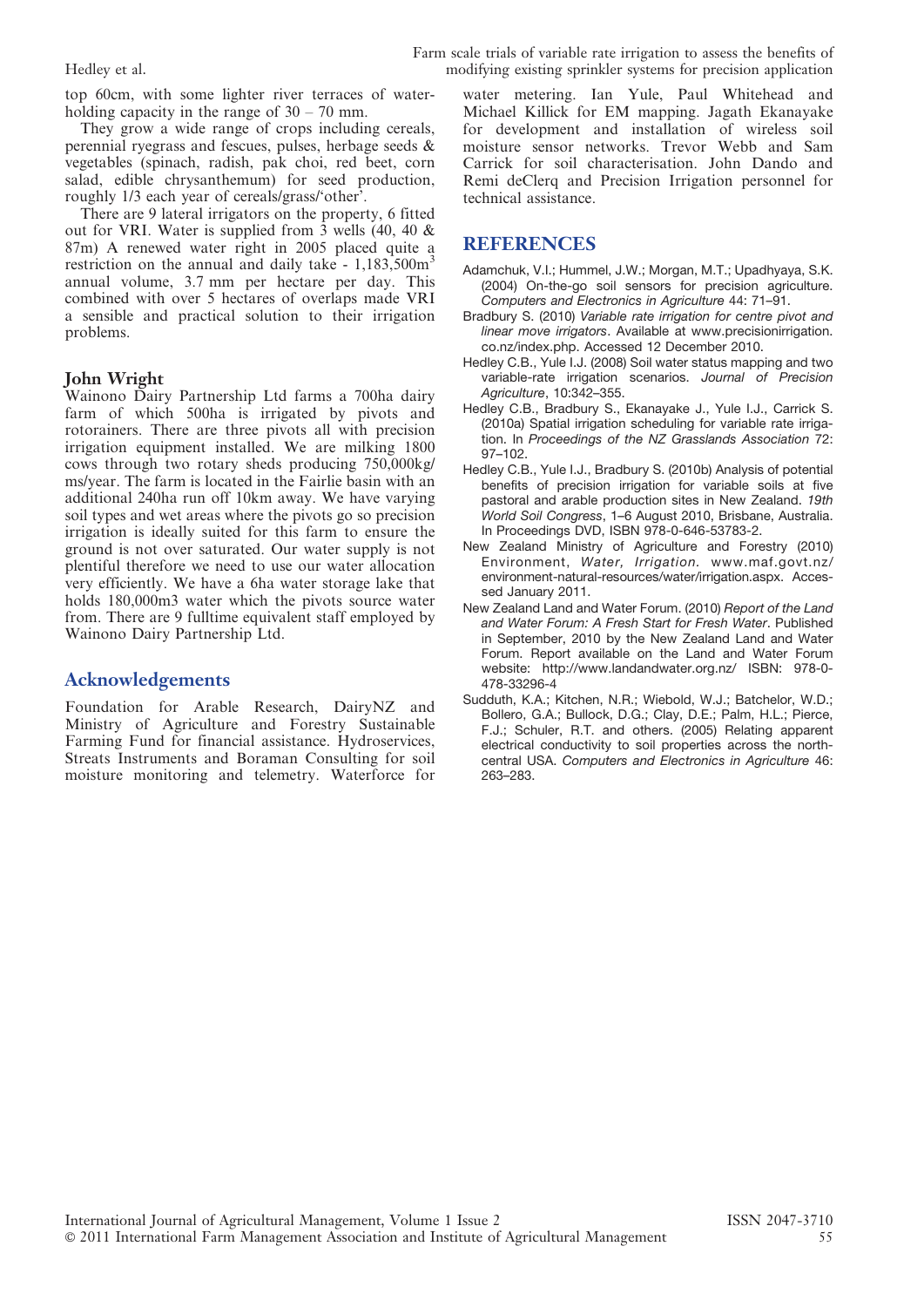top 60cm, with some lighter river terraces of water-holding capacity in the range of 30 – 70 mm.

They grow a wide range of crops including cereals, perennial ryegrass and fescues, pulses, herbage seeds & vegetables (spinach, radish, pak choi, red beet, corn salad, edible chrysanthemum) for seed production, roughly 1/3 each year of cereals/grass/'other'.

There are 9 lateral irrigators on the property, 6 fitted out for VRI. Water is supplied from 3 wells (40, 40 & 87m) A renewed water right in 2005 placed quite a restriction on the annual and daily take - 1,183,500m$^3$ annual volume, 3.7 mm per hectare per day. This combined with over 5 hectares of overlaps made VRI a sensible and practical solution to their irrigation problems.

### John Wright

Wainono Dairy Partnership Ltd farms a 700ha dairy farm of which 500ha is irrigated by pivots and rotorainers. There are three pivots all with precision irrigation equipment installed. We are milking 1800 cows through two rotary sheds producing 750,000kg/ms/year. The farm is located in the Fairlie basin with an additional 240ha run off 10km away. We have varying soil types and wet areas where the pivots go so precision irrigation is ideally suited for this farm to ensure the ground is not over saturated. Our water supply is not plentiful therefore we need to use our water allocation very efficiently. We have a 6ha water storage lake that holds 180,000m3 water which the pivots source water from. There are 9 fulltime equivalent staff employed by Wainono Dairy Partnership Ltd.

## Acknowledgements

Foundation for Arable Research, DairyNZ and Ministry of Agriculture and Forestry Sustainable Farming Fund for financial assistance. Hydroservices, Streats Instruments and Boraman Consulting for soil moisture monitoring and telemetry. Waterforce for water metering. Ian Yule, Paul Whitehead and Michael Killick for EM mapping. Jagath Ekanayake for development and installation of wireless soil moisture sensor networks. Trevor Webb and Sam Carrick for soil characterisation. John Dando and Remi deClerq and Precision Irrigation personnel for technical assistance.

## REFERENCES

Adamchuk, V.I.; Hummel, J.W.; Morgan, M.T.; Upadhyaya, S.K. (2004) On-the-go soil sensors for precision agriculture. *Computers and Electronics in Agriculture* 44: 71–91.

Bradbury S. (2010) *Variable rate irrigation for centre pivot and linear move irrigators*. Available at www.precisionirrigation.co.nz/index.php. Accessed 12 December 2010.

Hedley C.B., Yule I.J. (2008) Soil water status mapping and two variable-rate irrigation scenarios. *Journal of Precision Agriculture*, 10:342–355.

Hedley C.B., Bradbury S., Ekanayake J., Yule I.J., Carrick S. (2010a) Spatial irrigation scheduling for variable rate irrigation. In *Proceedings of the NZ Grasslands Association* 72: 97–102.

Hedley C.B., Yule I.J., Bradbury S. (2010b) Analysis of potential benefits of precision irrigation for variable soils at five pastoral and arable production sites in New Zealand. *19th World Soil Congress*, 1–6 August 2010, Brisbane, Australia. In Proceedings DVD, ISBN 978-0-646-53783-2.

New Zealand Ministry of Agriculture and Forestry (2010) Environment, *Water, Irrigation*. www.maf.govt.nz/environment-natural-resources/water/irrigation.aspx. Accessed January 2011.

New Zealand Land and Water Forum. (2010) *Report of the Land and Water Forum: A Fresh Start for Fresh Water*. Published in September, 2010 by the New Zealand Land and Water Forum. Report available on the Land and Water Forum website: http://www.landandwater.org.nz/ ISBN: 978-0-478-33296-4

Sudduth, K.A.; Kitchen, N.R.; Wiebold, W.J.; Batchelor, W.D.; Bollero, G.A.; Bullock, D.G.; Clay, D.E.; Palm, H.L.; Pierce, F.J.; Schuler, R.T. and others. (2005) Relating apparent electrical conductivity to soil properties across the north-central USA. *Computers and Electronics in Agriculture* 46: 263–283.